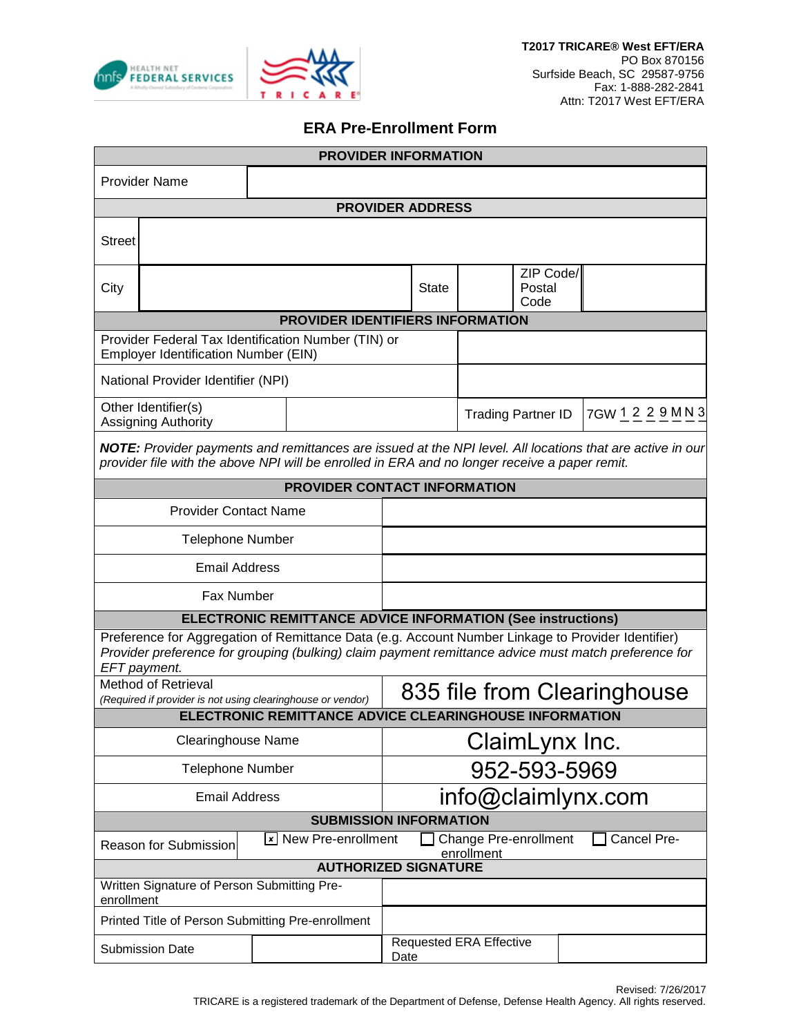HEALTH NET FEDERAL SERVICES
A Wholly-Owned Subsidiary of Centene Corporation

TRICARE

**T2017 TRICARE® West EFT/ERA**
PO Box 870156
Surfside Beach, SC 29587-9756
Fax: 1-888-282-2841
Attn: T2017 West EFT/ERA

# ERA Pre-Enrollment Form

| **PROVIDER INFORMATION** | | | |
|---|---|---|---|
| Provider Name | | | |

| **PROVIDER ADDRESS** | | | | | |
|---|---|---|---|---|---|
| Street | | | | | |
| City | | State | | ZIP Code/ Postal Code | |

| **PROVIDER IDENTIFIERS INFORMATION** | | | |
|---|---|---|---|
| Provider Federal Tax Identification Number (TIN) or Employer Identification Number (EIN) | | | |
| National Provider Identifier (NPI) | | | |
| Other Identifier(s) Assigning Authority | | Trading Partner ID | 7GW 1 2 2 9 M N 3 |

***NOTE:*** *Provider payments and remittances are issued at the NPI level. All locations that are active in our provider file with the above NPI will be enrolled in ERA and no longer receive a paper remit.*

| **PROVIDER CONTACT INFORMATION** | |
|---|---|
| Provider Contact Name | |
| Telephone Number | |
| Email Address | |
| Fax Number | |

| **ELECTRONIC REMITTANCE ADVICE INFORMATION (See instructions)** | |
|---|---|
| Preference for Aggregation of Remittance Data (e.g. Account Number Linkage to Provider Identifier) *Provider preference for grouping (bulking) claim payment remittance advice must match preference for EFT payment.* | |
| Method of Retrieval *(Required if provider is not using clearinghouse or vendor)* | 835 file from Clearinghouse |

| **ELECTRONIC REMITTANCE ADVICE CLEARINGHOUSE INFORMATION** | |
|---|---|
| Clearinghouse Name | ClaimLynx Inc. |
| Telephone Number | 952-593-5969 |
| Email Address | info@claimlynx.com |

| **SUBMISSION INFORMATION** | | | |
|---|---|---|---|
| Reason for Submission | ☒ New Pre-enrollment | ☐ Change Pre-enrollment | ☐ Cancel Pre-enrollment |

| **AUTHORIZED SIGNATURE** | | | |
|---|---|---|---|
| Written Signature of Person Submitting Pre-enrollment | | | |
| Printed Title of Person Submitting Pre-enrollment | | | |
| Submission Date | | Requested ERA Effective Date | |

Revised: 7/26/2017

TRICARE is a registered trademark of the Department of Defense, Defense Health Agency. All rights reserved.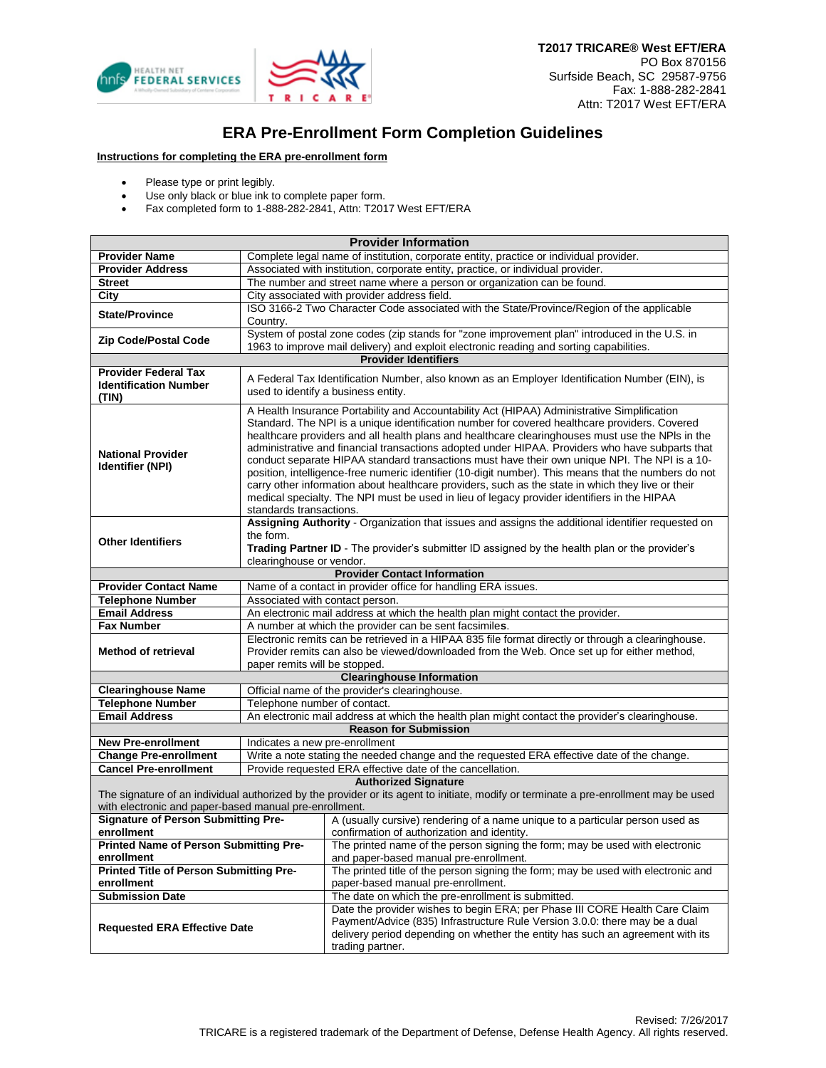T2017 TRICARE® West EFT/ERA
PO Box 870156
Surfside Beach, SC 29587-9756
Fax: 1-888-282-2841
Attn: T2017 West EFT/ERA

# ERA Pre-Enrollment Form Completion Guidelines

**Instructions for completing the ERA pre-enrollment form**

- Please type or print legibly.
- Use only black or blue ink to complete paper form.
- Fax completed form to 1-888-282-2841, Attn: T2017 West EFT/ERA

| | |
|---|---|
| **Provider Information** | |
| **Provider Name** | Complete legal name of institution, corporate entity, practice or individual provider. |
| **Provider Address** | Associated with institution, corporate entity, practice, or individual provider. |
| **Street** | The number and street name where a person or organization can be found. |
| **City** | City associated with provider address field. |
| **State/Province** | ISO 3166-2 Two Character Code associated with the State/Province/Region of the applicable Country. |
| **Zip Code/Postal Code** | System of postal zone codes (zip stands for "zone improvement plan" introduced in the U.S. in 1963 to improve mail delivery) and exploit electronic reading and sorting capabilities. |
| **Provider Identifiers** | |
| **Provider Federal Tax Identification Number (TIN)** | A Federal Tax Identification Number, also known as an Employer Identification Number (EIN), is used to identify a business entity. |
| **National Provider Identifier (NPI)** | A Health Insurance Portability and Accountability Act (HIPAA) Administrative Simplification Standard. The NPI is a unique identification number for covered healthcare providers. Covered healthcare providers and all health plans and healthcare clearinghouses must use the NPIs in the administrative and financial transactions adopted under HIPAA. Providers who have subparts that conduct separate HIPAA standard transactions must have their own unique NPI. The NPI is a 10-position, intelligence-free numeric identifier (10-digit number). This means that the numbers do not carry other information about healthcare providers, such as the state in which they live or their medical specialty. The NPI must be used in lieu of legacy provider identifiers in the HIPAA standards transactions. |
| **Other Identifiers** | **Assigning Authority** - Organization that issues and assigns the additional identifier requested on the form.<br>**Trading Partner ID** - The provider's submitter ID assigned by the health plan or the provider's clearinghouse or vendor. |
| **Provider Contact Information** | |
| **Provider Contact Name** | Name of a contact in provider office for handling ERA issues. |
| **Telephone Number** | Associated with contact person. |
| **Email Address** | An electronic mail address at which the health plan might contact the provider. |
| **Fax Number** | A number at which the provider can be sent facsimiles. |
| **Method of retrieval** | Electronic remits can be retrieved in a HIPAA 835 file format directly or through a clearinghouse. Provider remits can also be viewed/downloaded from the Web. Once set up for either method, paper remits will be stopped. |
| **Clearinghouse Information** | |
| **Clearinghouse Name** | Official name of the provider's clearinghouse. |
| **Telephone Number** | Telephone number of contact. |
| **Email Address** | An electronic mail address at which the health plan might contact the provider's clearinghouse. |
| **Reason for Submission** | |
| **New Pre-enrollment** | Indicates a new pre-enrollment |
| **Change Pre-enrollment** | Write a note stating the needed change and the requested ERA effective date of the change. |
| **Cancel Pre-enrollment** | Provide requested ERA effective date of the cancellation. |
| **Authorized Signature** | The signature of an individual authorized by the provider or its agent to initiate, modify or terminate a pre-enrollment may be used with electronic and paper-based manual pre-enrollment. |
| **Signature of Person Submitting Pre-enrollment** | A (usually cursive) rendering of a name unique to a particular person used as confirmation of authorization and identity. |
| **Printed Name of Person Submitting Pre-enrollment** | The printed name of the person signing the form; may be used with electronic and paper-based manual pre-enrollment. |
| **Printed Title of Person Submitting Pre-enrollment** | The printed title of the person signing the form; may be used with electronic and paper-based manual pre-enrollment. |
| **Submission Date** | The date on which the pre-enrollment is submitted. |
| **Requested ERA Effective Date** | Date the provider wishes to begin ERA; per Phase III CORE Health Care Claim Payment/Advice (835) Infrastructure Rule Version 3.0.0: there may be a dual delivery period depending on whether the entity has such an agreement with its trading partner. |

Revised: 7/26/2017
TRICARE is a registered trademark of the Department of Defense, Defense Health Agency. All rights reserved.